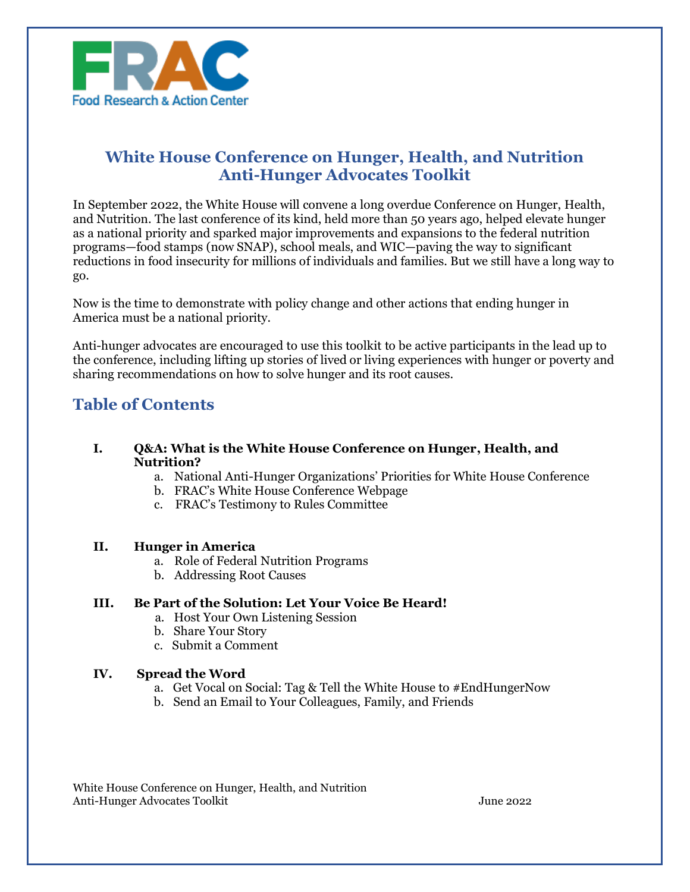FRAC

Food Research & Action Center

# White House Conference on Hunger, Health, and Nutrition Anti-Hunger Advocates Toolkit

In September 2022, the White House will convene a long overdue Conference on Hunger, Health, and Nutrition. The last conference of its kind, held more than 50 years ago, helped elevate hunger as a national priority and sparked major improvements and expansions to the federal nutrition programs—food stamps (now SNAP), school meals, and WIC—paving the way to significant reductions in food insecurity for millions of individuals and families. But we still have a long way to go.

Now is the time to demonstrate with policy change and other actions that ending hunger in America must be a national priority.

Anti-hunger advocates are encouraged to use this toolkit to be active participants in the lead up to the conference, including lifting up stories of lived or living experiences with hunger or poverty and sharing recommendations on how to solve hunger and its root causes.

## Table of Contents

**I. Q&A: What is the White House Conference on Hunger, Health, and Nutrition?**
   a. National Anti-Hunger Organizations' Priorities for White House Conference
   b. FRAC's White House Conference Webpage
   c. FRAC's Testimony to Rules Committee

**II. Hunger in America**
   a. Role of Federal Nutrition Programs
   b. Addressing Root Causes

**III. Be Part of the Solution: Let Your Voice Be Heard!**
   a. Host Your Own Listening Session
   b. Share Your Story
   c. Submit a Comment

**IV. Spread the Word**
   a. Get Vocal on Social: Tag & Tell the White House to #EndHungerNow
   b. Send an Email to Your Colleagues, Family, and Friends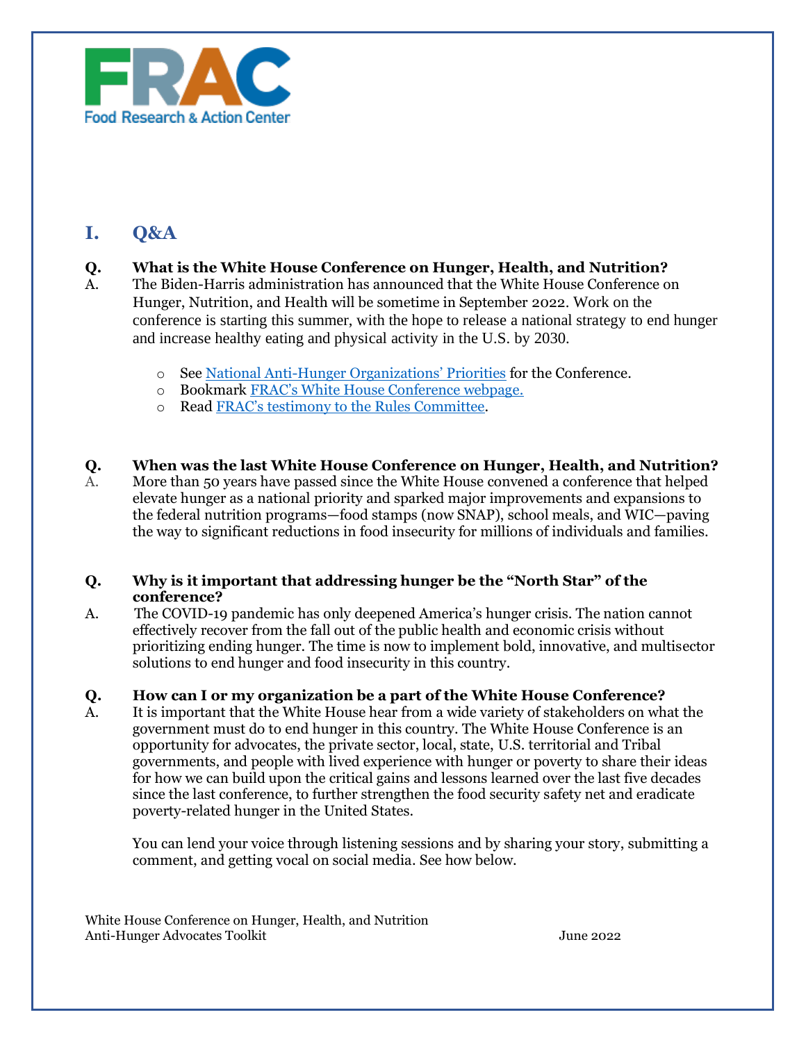FRAC
Food Research & Action Center

## I. Q&A

**Q. What is the White House Conference on Hunger, Health, and Nutrition?**

A. The Biden-Harris administration has announced that the White House Conference on Hunger, Nutrition, and Health will be sometime in September 2022. Work on the conference is starting this summer, with the hope to release a national strategy to end hunger and increase healthy eating and physical activity in the U.S. by 2030.

- See [National Anti-Hunger Organizations' Priorities](#) for the Conference.
- Bookmark [FRAC's White House Conference webpage.](#)
- Read [FRAC's testimony to the Rules Committee](#).

**Q. When was the last White House Conference on Hunger, Health, and Nutrition?**

A. More than 50 years have passed since the White House convened a conference that helped elevate hunger as a national priority and sparked major improvements and expansions to the federal nutrition programs—food stamps (now SNAP), school meals, and WIC—paving the way to significant reductions in food insecurity for millions of individuals and families.

**Q. Why is it important that addressing hunger be the "North Star" of the conference?**

A. The COVID-19 pandemic has only deepened America's hunger crisis. The nation cannot effectively recover from the fall out of the public health and economic crisis without prioritizing ending hunger. The time is now to implement bold, innovative, and multisector solutions to end hunger and food insecurity in this country.

**Q. How can I or my organization be a part of the White House Conference?**

A. It is important that the White House hear from a wide variety of stakeholders on what the government must do to end hunger in this country. The White House Conference is an opportunity for advocates, the private sector, local, state, U.S. territorial and Tribal governments, and people with lived experience with hunger or poverty to share their ideas for how we can build upon the critical gains and lessons learned over the last five decades since the last conference, to further strengthen the food security safety net and eradicate poverty-related hunger in the United States.

You can lend your voice through listening sessions and by sharing your story, submitting a comment, and getting vocal on social media. See how below.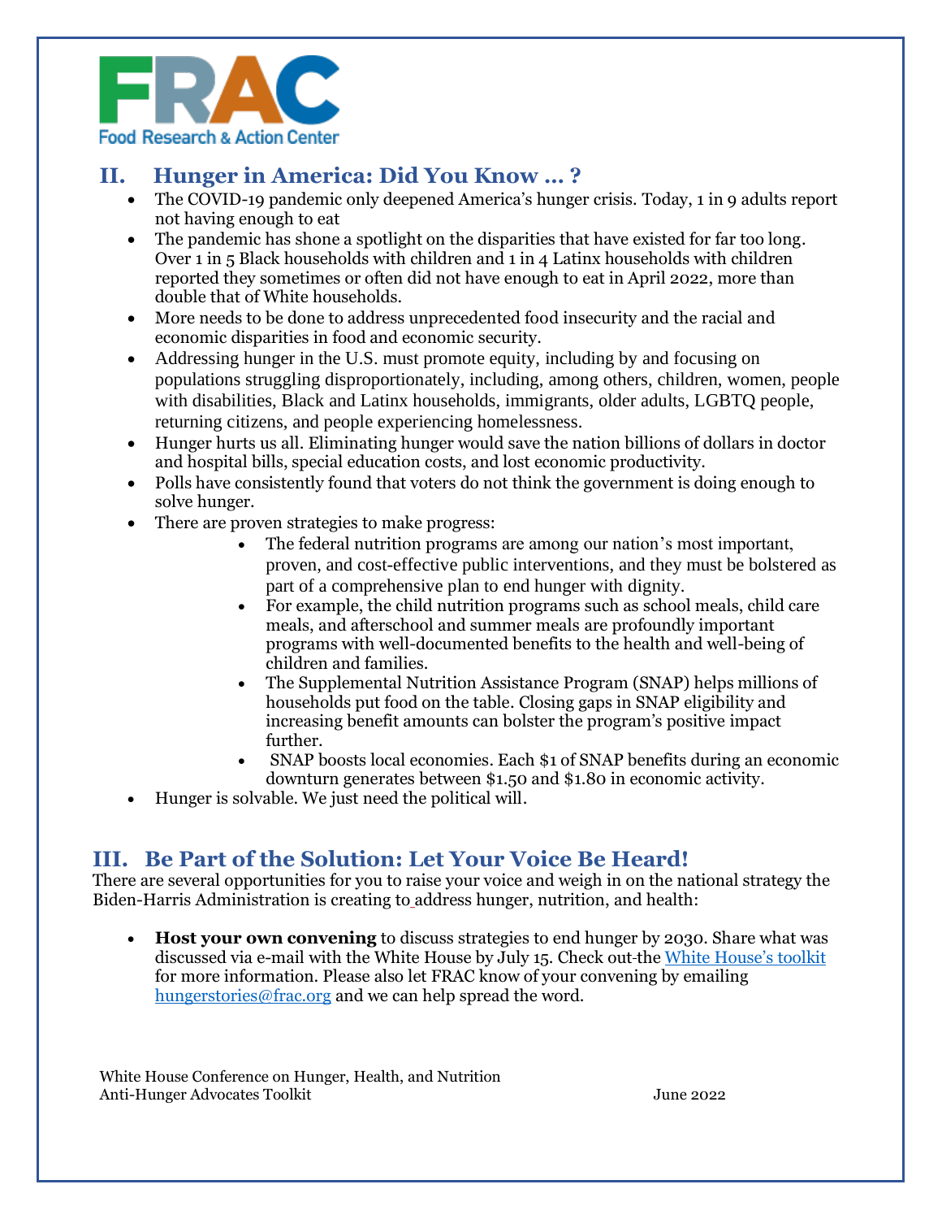## II. Hunger in America: Did You Know … ?

- The COVID-19 pandemic only deepened America's hunger crisis. Today, 1 in 9 adults report not having enough to eat
- The pandemic has shone a spotlight on the disparities that have existed for far too long. Over 1 in 5 Black households with children and 1 in 4 Latinx households with children reported they sometimes or often did not have enough to eat in April 2022, more than double that of White households.
- More needs to be done to address unprecedented food insecurity and the racial and economic disparities in food and economic security.
- Addressing hunger in the U.S. must promote equity, including by and focusing on populations struggling disproportionately, including, among others, children, women, people with disabilities, Black and Latinx households, immigrants, older adults, LGBTQ people, returning citizens, and people experiencing homelessness.
- Hunger hurts us all. Eliminating hunger would save the nation billions of dollars in doctor and hospital bills, special education costs, and lost economic productivity.
- Polls have consistently found that voters do not think the government is doing enough to solve hunger.
- There are proven strategies to make progress:
  - The federal nutrition programs are among our nation's most important, proven, and cost-effective public interventions, and they must be bolstered as part of a comprehensive plan to end hunger with dignity.
  - For example, the child nutrition programs such as school meals, child care meals, and afterschool and summer meals are profoundly important programs with well-documented benefits to the health and well-being of children and families.
  - The Supplemental Nutrition Assistance Program (SNAP) helps millions of households put food on the table. Closing gaps in SNAP eligibility and increasing benefit amounts can bolster the program's positive impact further.
  - SNAP boosts local economies. Each $1 of SNAP benefits during an economic downturn generates between $1.50 and $1.80 in economic activity.
- Hunger is solvable. We just need the political will.

## III. Be Part of the Solution: Let Your Voice Be Heard!

There are several opportunities for you to raise your voice and weigh in on the national strategy the Biden-Harris Administration is creating to address hunger, nutrition, and health:

- **Host your own convening** to discuss strategies to end hunger by 2030. Share what was discussed via e-mail with the White House by July 15. Check out the [White House's toolkit](#) for more information. Please also let FRAC know of your convening by emailing [hungerstories@frac.org](mailto:hungerstories@frac.org) and we can help spread the word.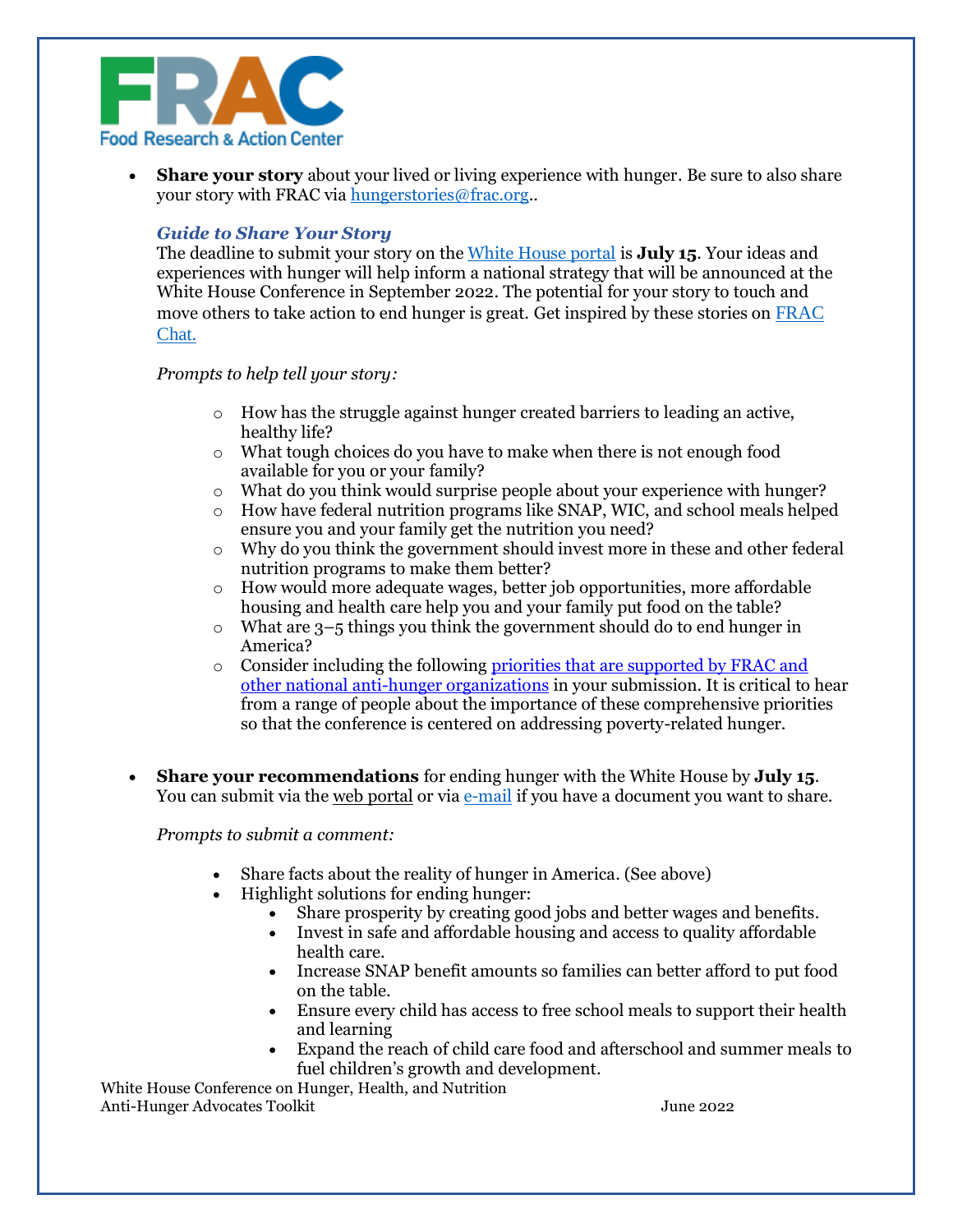- **Share your story** about your lived or living experience with hunger. Be sure to also share your story with FRAC via hungerstories@frac.org..

  ***Guide to Share Your Story***

  The deadline to submit your story on the White House portal is **July 15**. Your ideas and experiences with hunger will help inform a national strategy that will be announced at the White House Conference in September 2022. The potential for your story to touch and move others to take action to end hunger is great. Get inspired by these stories on FRAC Chat.

  *Prompts to help tell your story:*

  - How has the struggle against hunger created barriers to leading an active, healthy life?
  - What tough choices do you have to make when there is not enough food available for you or your family?
  - What do you think would surprise people about your experience with hunger?
  - How have federal nutrition programs like SNAP, WIC, and school meals helped ensure you and your family get the nutrition you need?
  - Why do you think the government should invest more in these and other federal nutrition programs to make them better?
  - How would more adequate wages, better job opportunities, more affordable housing and health care help you and your family put food on the table?
  - What are 3–5 things you think the government should do to end hunger in America?
  - Consider including the following priorities that are supported by FRAC and other national anti-hunger organizations in your submission. It is critical to hear from a range of people about the importance of these comprehensive priorities so that the conference is centered on addressing poverty-related hunger.

- **Share your recommendations** for ending hunger with the White House by **July 15**. You can submit via the web portal or via e-mail if you have a document you want to share.

  *Prompts to submit a comment:*

  - Share facts about the reality of hunger in America. (See above)
  - Highlight solutions for ending hunger:
    - Share prosperity by creating good jobs and better wages and benefits.
    - Invest in safe and affordable housing and access to quality affordable health care.
    - Increase SNAP benefit amounts so families can better afford to put food on the table.
    - Ensure every child has access to free school meals to support their health and learning
    - Expand the reach of child care food and afterschool and summer meals to fuel children's growth and development.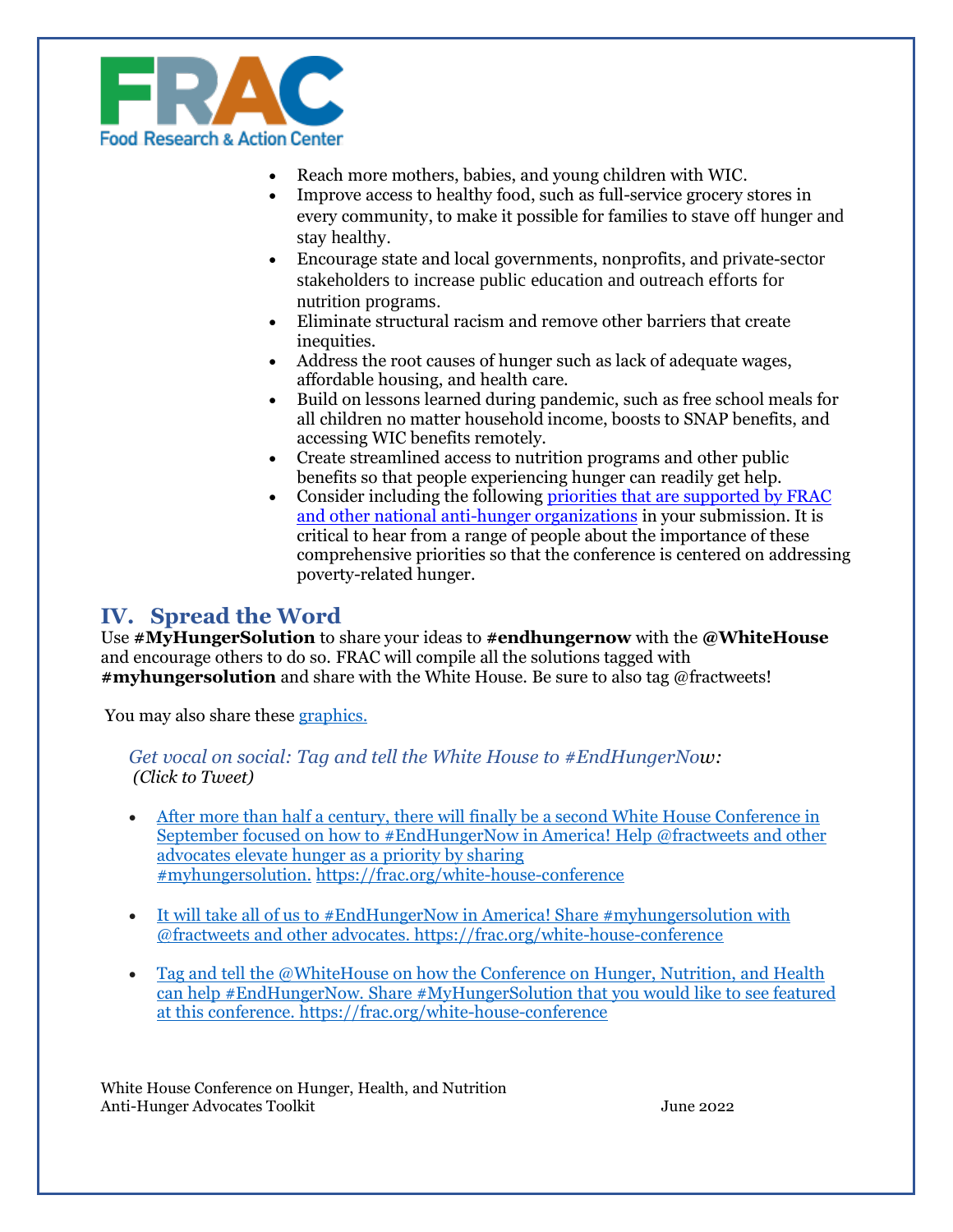- Reach more mothers, babies, and young children with WIC.
- Improve access to healthy food, such as full-service grocery stores in every community, to make it possible for families to stave off hunger and stay healthy.
- Encourage state and local governments, nonprofits, and private-sector stakeholders to increase public education and outreach efforts for nutrition programs.
- Eliminate structural racism and remove other barriers that create inequities.
- Address the root causes of hunger such as lack of adequate wages, affordable housing, and health care.
- Build on lessons learned during pandemic, such as free school meals for all children no matter household income, boosts to SNAP benefits, and accessing WIC benefits remotely.
- Create streamlined access to nutrition programs and other public benefits so that people experiencing hunger can readily get help.
- Consider including the following priorities that are supported by FRAC and other national anti-hunger organizations in your submission. It is critical to hear from a range of people about the importance of these comprehensive priorities so that the conference is centered on addressing poverty-related hunger.

## IV. Spread the Word

Use **#MyHungerSolution** to share your ideas to **#endhungernow** with the **@WhiteHouse** and encourage others to do so. FRAC will compile all the solutions tagged with **#myhungersolution** and share with the White House. Be sure to also tag @fractweets!

You may also share these graphics.

*Get vocal on social: Tag and tell the White House to #EndHungerNow:*
*(Click to Tweet)*

- After more than half a century, there will finally be a second White House Conference in September focused on how to #EndHungerNow in America! Help @fractweets and other advocates elevate hunger as a priority by sharing #myhungersolution. https://frac.org/white-house-conference

- It will take all of us to #EndHungerNow in America! Share #myhungersolution with @fractweets and other advocates. https://frac.org/white-house-conference

- Tag and tell the @WhiteHouse on how the Conference on Hunger, Nutrition, and Health can help #EndHungerNow. Share #MyHungerSolution that you would like to see featured at this conference. https://frac.org/white-house-conference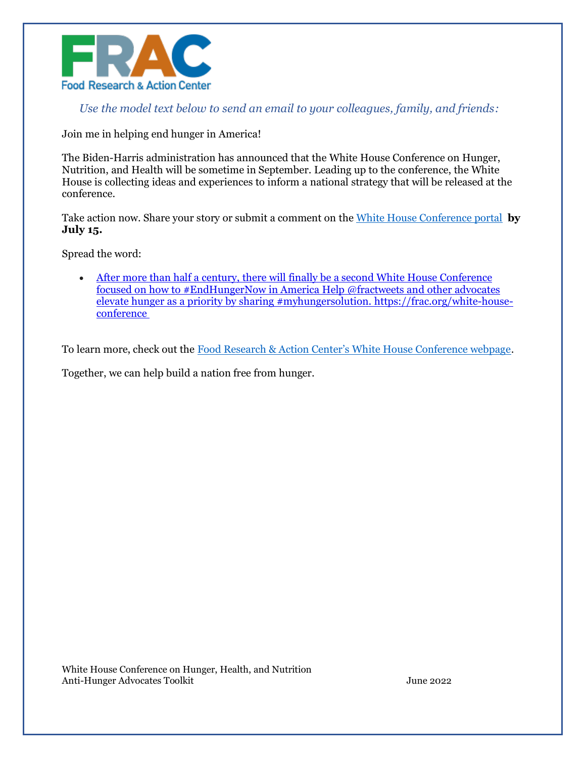FRAC
Food Research & Action Center

*Use the model text below to send an email to your colleagues, family, and friends:*

Join me in helping end hunger in America!

The Biden-Harris administration has announced that the White House Conference on Hunger, Nutrition, and Health will be sometime in September. Leading up to the conference, the White House is collecting ideas and experiences to inform a national strategy that will be released at the conference.

Take action now. Share your story or submit a comment on the White House Conference portal **by July 15.**

Spread the word:

- After more than half a century, there will finally be a second White House Conference focused on how to #EndHungerNow in America Help @fractweets and other advocates elevate hunger as a priority by sharing #myhungersolution. https://frac.org/white-house-conference

To learn more, check out the Food Research & Action Center's White House Conference webpage.

Together, we can help build a nation free from hunger.

White House Conference on Hunger, Health, and Nutrition
Anti-Hunger Advocates Toolkit

June 2022